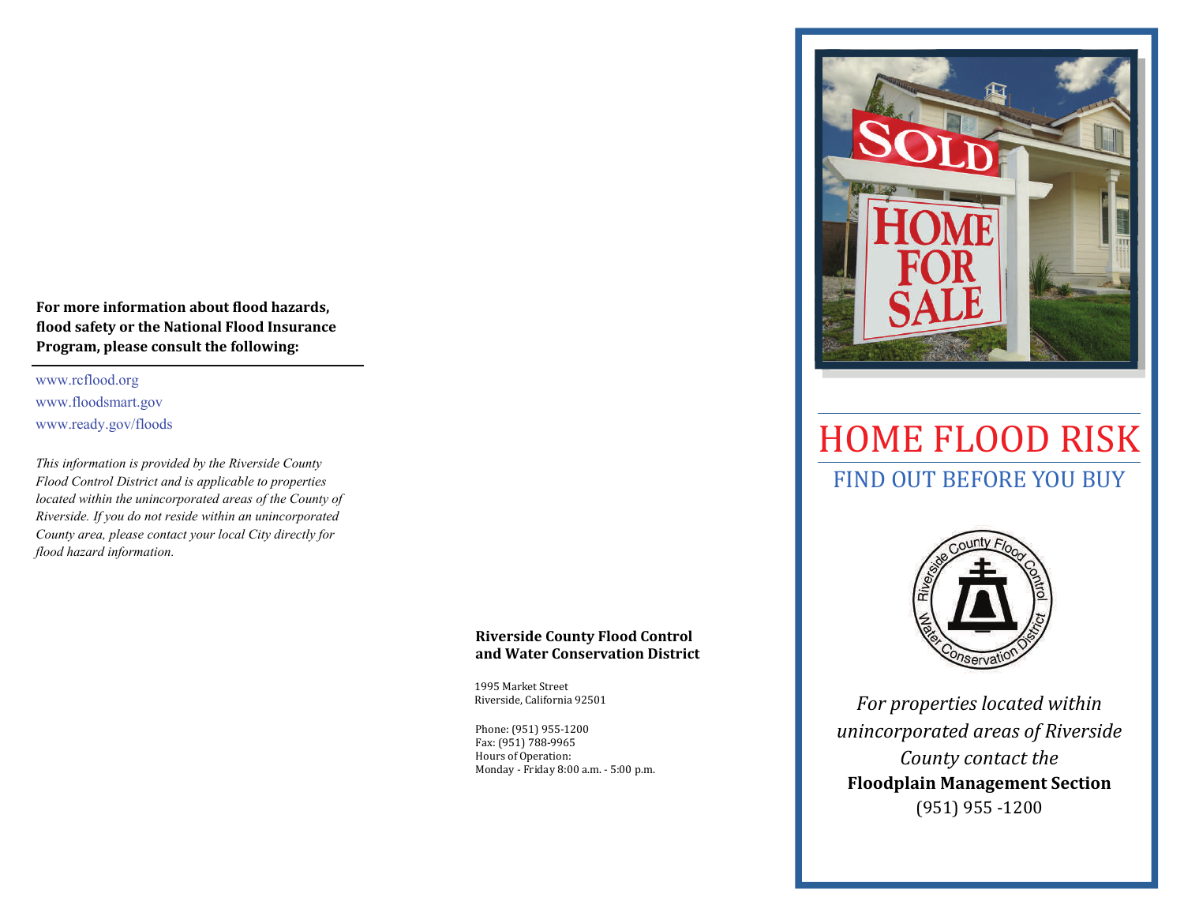**For more information about flood hazards, flood safety or the National Flood Insurance Program, please consult the following:**

www.rcflood.org
www.floodsmart.gov
www.ready.gov/floods

*This information is provided by the Riverside County Flood Control District and is applicable to properties located within the unincorporated areas of the County of Riverside. If you do not reside within an unincorporated County area, please contact your local City directly for flood hazard information.*

**Riverside County Flood Control and Water Conservation District**

1995 Market Street
Riverside, California 92501

Phone: (951) 955-1200
Fax: (951) 788-9965
Hours of Operation:
Monday - Friday 8:00 a.m. - 5:00 p.m.

# HOME FLOOD RISK

## FIND OUT BEFORE YOU BUY

*For properties located within unincorporated areas of Riverside County contact the*
**Floodplain Management Section**
(951) 955 -1200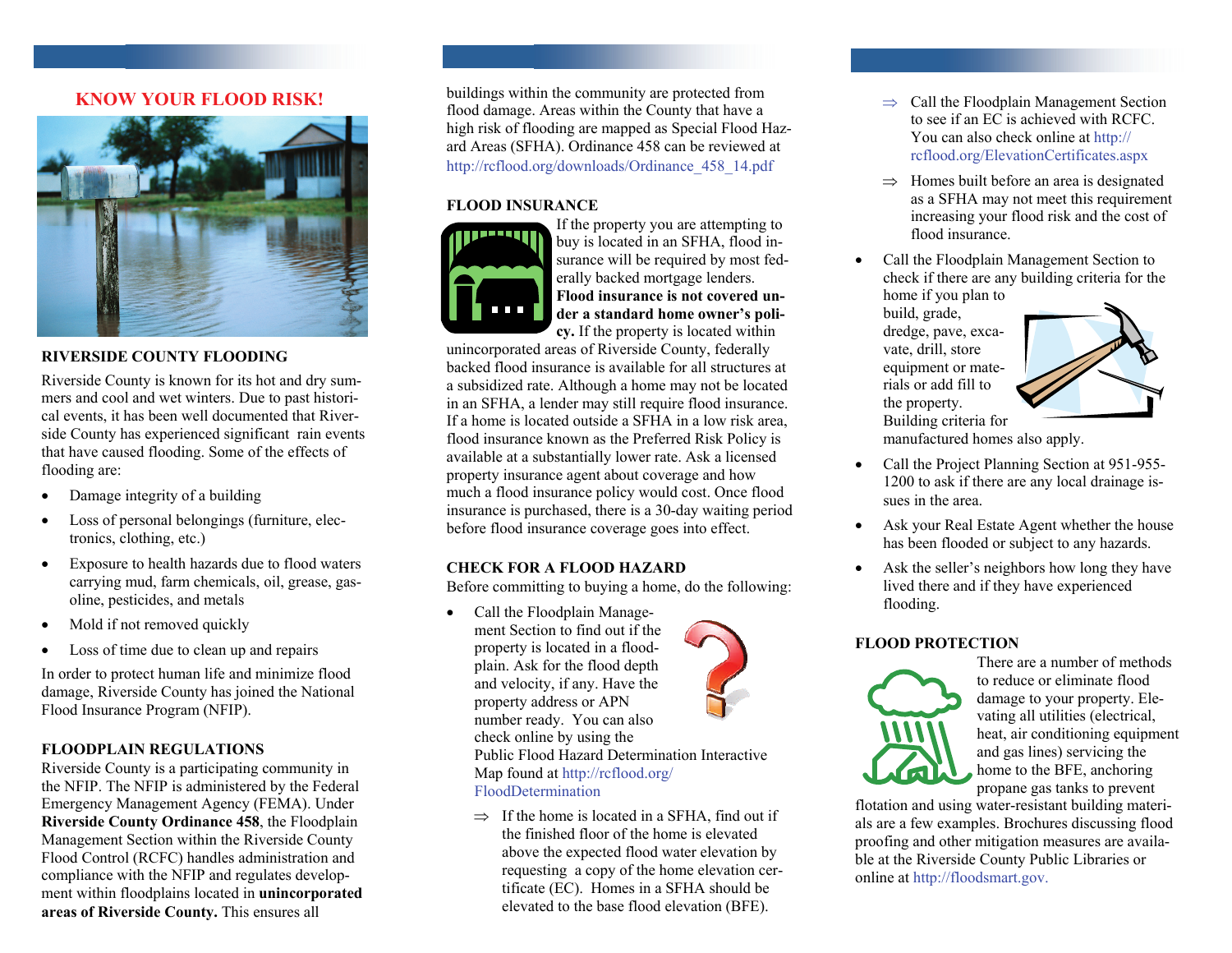## KNOW YOUR FLOOD RISK!

### RIVERSIDE COUNTY FLOODING

Riverside County is known for its hot and dry summers and cool and wet winters. Due to past historical events, it has been well documented that Riverside County has experienced significant rain events that have caused flooding. Some of the effects of flooding are:

- Damage integrity of a building
- Loss of personal belongings (furniture, electronics, clothing, etc.)
- Exposure to health hazards due to flood waters carrying mud, farm chemicals, oil, grease, gasoline, pesticides, and metals
- Mold if not removed quickly
- Loss of time due to clean up and repairs

In order to protect human life and minimize flood damage, Riverside County has joined the National Flood Insurance Program (NFIP).

### FLOODPLAIN REGULATIONS

Riverside County is a participating community in the NFIP. The NFIP is administered by the Federal Emergency Management Agency (FEMA). Under **Riverside County Ordinance 458**, the Floodplain Management Section within the Riverside County Flood Control (RCFC) handles administration and compliance with the NFIP and regulates development within floodplains located in **unincorporated areas of Riverside County.** This ensures all buildings within the community are protected from flood damage. Areas within the County that have a high risk of flooding are mapped as Special Flood Hazard Areas (SFHA). Ordinance 458 can be reviewed at http://rcflood.org/downloads/Ordinance_458_14.pdf

### FLOOD INSURANCE

If the property you are attempting to buy is located in an SFHA, flood insurance will be required by most federally backed mortgage lenders. **Flood insurance is not covered under a standard home owner's policy.** If the property is located within unincorporated areas of Riverside County, federally backed flood insurance is available for all structures at a subsidized rate. Although a home may not be located in an SFHA, a lender may still require flood insurance. If a home is located outside a SFHA in a low risk area, flood insurance known as the Preferred Risk Policy is available at a substantially lower rate. Ask a licensed property insurance agent about coverage and how much a flood insurance policy would cost. Once flood insurance is purchased, there is a 30-day waiting period before flood insurance coverage goes into effect.

### CHECK FOR A FLOOD HAZARD

Before committing to buying a home, do the following:

- Call the Floodplain Management Section to find out if the property is located in a floodplain. Ask for the flood depth and velocity, if any. Have the property address or APN number ready. You can also check online by using the Public Flood Hazard Determination Interactive Map found at http://rcflood.org/FloodDetermination
  - ⇒ If the home is located in a SFHA, find out if the finished floor of the home is elevated above the expected flood water elevation by requesting a copy of the home elevation certificate (EC). Homes in a SFHA should be elevated to the base flood elevation (BFE).
  - ⇒ Call the Floodplain Management Section to see if an EC is achieved with RCFC. You can also check online at http://rcflood.org/ElevationCertificates.aspx
  - ⇒ Homes built before an area is designated as a SFHA may not meet this requirement increasing your flood risk and the cost of flood insurance.
- Call the Floodplain Management Section to check if there are any building criteria for the home if you plan to build, grade, dredge, pave, excavate, drill, store equipment or materials or add fill to the property. Building criteria for manufactured homes also apply.
- Call the Project Planning Section at 951-955-1200 to ask if there are any local drainage issues in the area.
- Ask your Real Estate Agent whether the house has been flooded or subject to any hazards.
- Ask the seller's neighbors how long they have lived there and if they have experienced flooding.

### FLOOD PROTECTION

There are a number of methods to reduce or eliminate flood damage to your property. Elevating all utilities (electrical, heat, air conditioning equipment and gas lines) servicing the home to the BFE, anchoring propane gas tanks to prevent flotation and using water-resistant building materials are a few examples. Brochures discussing flood proofing and other mitigation measures are available at the Riverside County Public Libraries or online at http://floodsmart.gov.